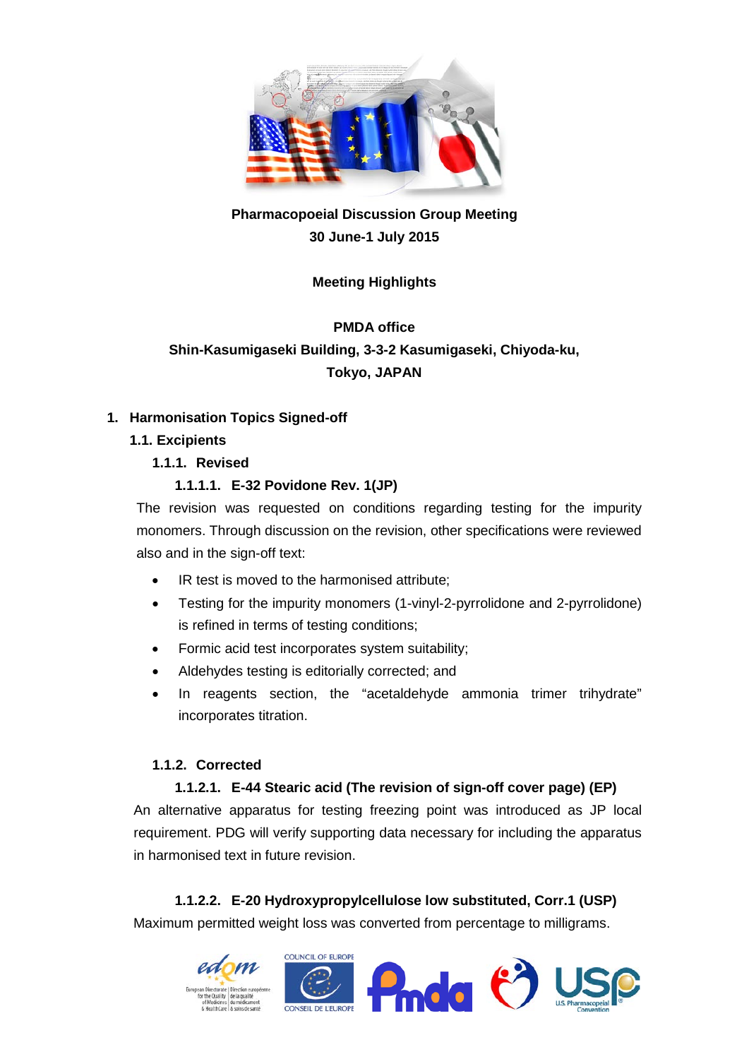**Pharmacopoeial Discussion Group Meeting**
**30 June-1 July 2015**

**Meeting Highlights**

**PMDA office**
**Shin-Kasumigaseki Building, 3-3-2 Kasumigaseki, Chiyoda-ku, Tokyo, JAPAN**

# 1. Harmonisation Topics Signed-off

## 1.1. Excipients

### 1.1.1. Revised

#### 1.1.1.1. E-32 Povidone Rev. 1(JP)

The revision was requested on conditions regarding testing for the impurity monomers. Through discussion on the revision, other specifications were reviewed also and in the sign-off text:

- IR test is moved to the harmonised attribute;
- Testing for the impurity monomers (1-vinyl-2-pyrrolidone and 2-pyrrolidone) is refined in terms of testing conditions;
- Formic acid test incorporates system suitability;
- Aldehydes testing is editorially corrected; and
- In reagents section, the "acetaldehyde ammonia trimer trihydrate" incorporates titration.

### 1.1.2. Corrected

#### 1.1.2.1. E-44 Stearic acid (The revision of sign-off cover page) (EP)

An alternative apparatus for testing freezing point was introduced as JP local requirement. PDG will verify supporting data necessary for including the apparatus in harmonised text in future revision.

#### 1.1.2.2. E-20 Hydroxypropylcellulose low substituted, Corr.1 (USP)

Maximum permitted weight loss was converted from percentage to milligrams.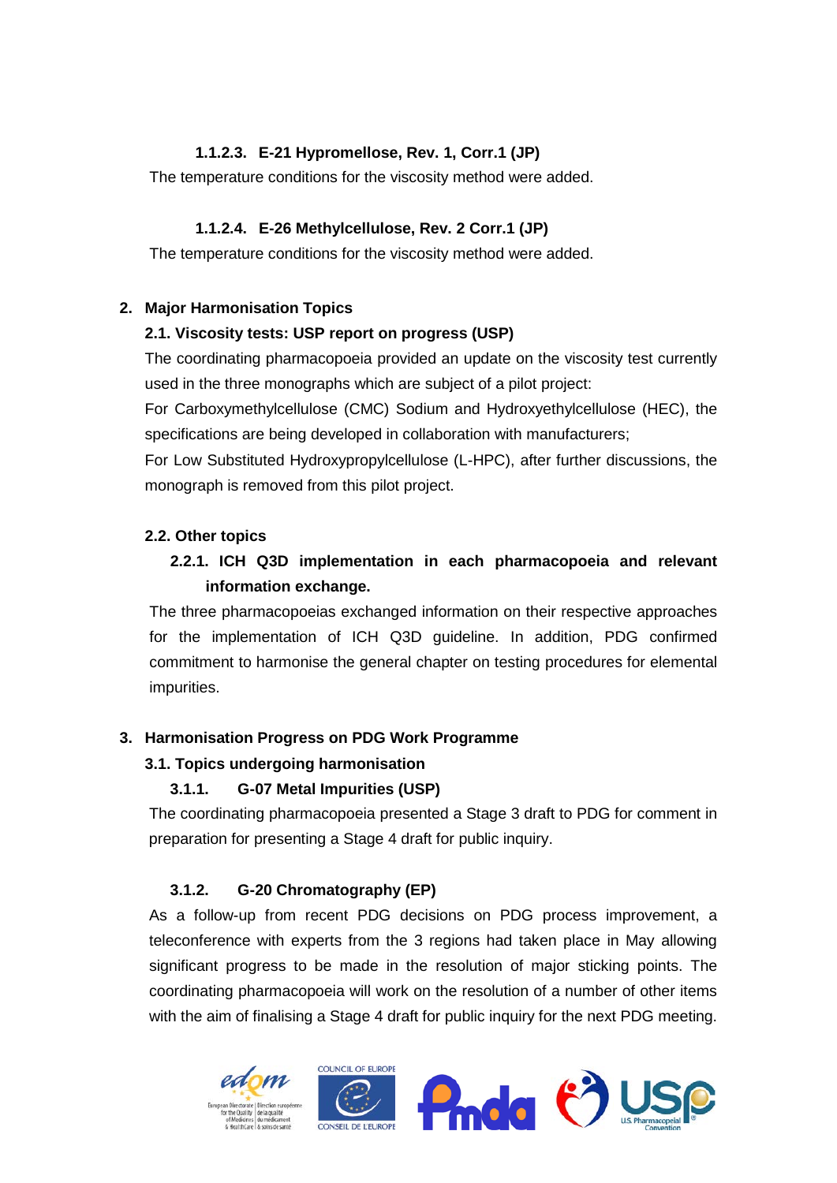#### 1.1.2.3. E-21 Hypromellose, Rev. 1, Corr.1 (JP)

The temperature conditions for the viscosity method were added.

#### 1.1.2.4. E-26 Methylcellulose, Rev. 2 Corr.1 (JP)

The temperature conditions for the viscosity method were added.

## 2. Major Harmonisation Topics

### 2.1. Viscosity tests: USP report on progress (USP)

The coordinating pharmacopoeia provided an update on the viscosity test currently used in the three monographs which are subject of a pilot project:

For Carboxymethylcellulose (CMC) Sodium and Hydroxyethylcellulose (HEC), the specifications are being developed in collaboration with manufacturers;

For Low Substituted Hydroxypropylcellulose (L-HPC), after further discussions, the monograph is removed from this pilot project.

### 2.2. Other topics

#### 2.2.1. ICH Q3D implementation in each pharmacopoeia and relevant information exchange.

The three pharmacopoeias exchanged information on their respective approaches for the implementation of ICH Q3D guideline. In addition, PDG confirmed commitment to harmonise the general chapter on testing procedures for elemental impurities.

## 3. Harmonisation Progress on PDG Work Programme

### 3.1. Topics undergoing harmonisation

#### 3.1.1. G-07 Metal Impurities (USP)

The coordinating pharmacopoeia presented a Stage 3 draft to PDG for comment in preparation for presenting a Stage 4 draft for public inquiry.

#### 3.1.2. G-20 Chromatography (EP)

As a follow-up from recent PDG decisions on PDG process improvement, a teleconference with experts from the 3 regions had taken place in May allowing significant progress to be made in the resolution of major sticking points. The coordinating pharmacopoeia will work on the resolution of a number of other items with the aim of finalising a Stage 4 draft for public inquiry for the next PDG meeting.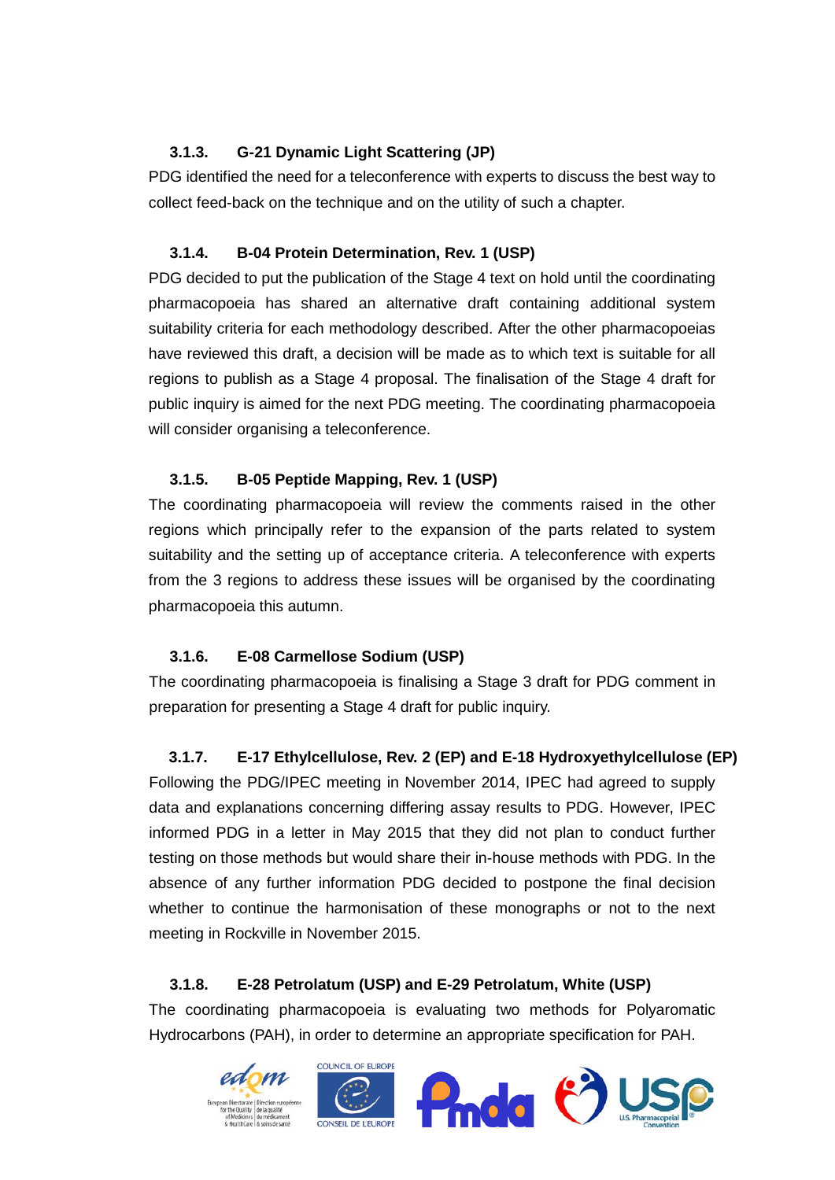### 3.1.3. G-21 Dynamic Light Scattering (JP)

PDG identified the need for a teleconference with experts to discuss the best way to collect feed-back on the technique and on the utility of such a chapter.

### 3.1.4. B-04 Protein Determination, Rev. 1 (USP)

PDG decided to put the publication of the Stage 4 text on hold until the coordinating pharmacopoeia has shared an alternative draft containing additional system suitability criteria for each methodology described. After the other pharmacopoeias have reviewed this draft, a decision will be made as to which text is suitable for all regions to publish as a Stage 4 proposal. The finalisation of the Stage 4 draft for public inquiry is aimed for the next PDG meeting. The coordinating pharmacopoeia will consider organising a teleconference.

### 3.1.5. B-05 Peptide Mapping, Rev. 1 (USP)

The coordinating pharmacopoeia will review the comments raised in the other regions which principally refer to the expansion of the parts related to system suitability and the setting up of acceptance criteria. A teleconference with experts from the 3 regions to address these issues will be organised by the coordinating pharmacopoeia this autumn.

### 3.1.6. E-08 Carmellose Sodium (USP)

The coordinating pharmacopoeia is finalising a Stage 3 draft for PDG comment in preparation for presenting a Stage 4 draft for public inquiry.

### 3.1.7. E-17 Ethylcellulose, Rev. 2 (EP) and E-18 Hydroxyethylcellulose (EP)

Following the PDG/IPEC meeting in November 2014, IPEC had agreed to supply data and explanations concerning differing assay results to PDG. However, IPEC informed PDG in a letter in May 2015 that they did not plan to conduct further testing on those methods but would share their in-house methods with PDG. In the absence of any further information PDG decided to postpone the final decision whether to continue the harmonisation of these monographs or not to the next meeting in Rockville in November 2015.

### 3.1.8. E-28 Petrolatum (USP) and E-29 Petrolatum, White (USP)

The coordinating pharmacopoeia is evaluating two methods for Polyaromatic Hydrocarbons (PAH), in order to determine an appropriate specification for PAH.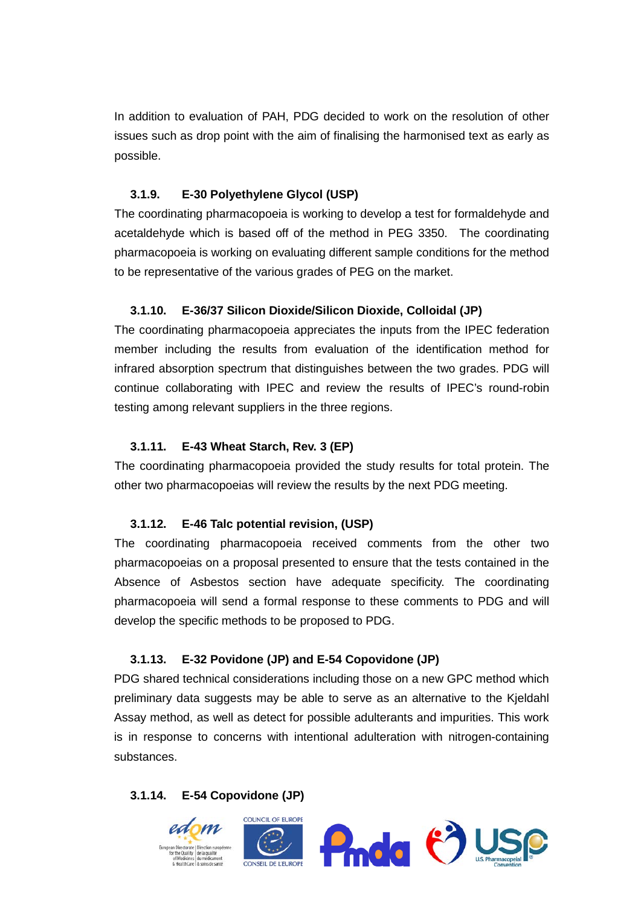In addition to evaluation of PAH, PDG decided to work on the resolution of other issues such as drop point with the aim of finalising the harmonised text as early as possible.

### 3.1.9. E-30 Polyethylene Glycol (USP)

The coordinating pharmacopoeia is working to develop a test for formaldehyde and acetaldehyde which is based off of the method in PEG 3350. The coordinating pharmacopoeia is working on evaluating different sample conditions for the method to be representative of the various grades of PEG on the market.

### 3.1.10. E-36/37 Silicon Dioxide/Silicon Dioxide, Colloidal (JP)

The coordinating pharmacopoeia appreciates the inputs from the IPEC federation member including the results from evaluation of the identification method for infrared absorption spectrum that distinguishes between the two grades. PDG will continue collaborating with IPEC and review the results of IPEC's round-robin testing among relevant suppliers in the three regions.

### 3.1.11. E-43 Wheat Starch, Rev. 3 (EP)

The coordinating pharmacopoeia provided the study results for total protein. The other two pharmacopoeias will review the results by the next PDG meeting.

### 3.1.12. E-46 Talc potential revision, (USP)

The coordinating pharmacopoeia received comments from the other two pharmacopoeias on a proposal presented to ensure that the tests contained in the Absence of Asbestos section have adequate specificity. The coordinating pharmacopoeia will send a formal response to these comments to PDG and will develop the specific methods to be proposed to PDG.

### 3.1.13. E-32 Povidone (JP) and E-54 Copovidone (JP)

PDG shared technical considerations including those on a new GPC method which preliminary data suggests may be able to serve as an alternative to the Kjeldahl Assay method, as well as detect for possible adulterants and impurities. This work is in response to concerns with intentional adulteration with nitrogen-containing substances.

### 3.1.14. E-54 Copovidone (JP)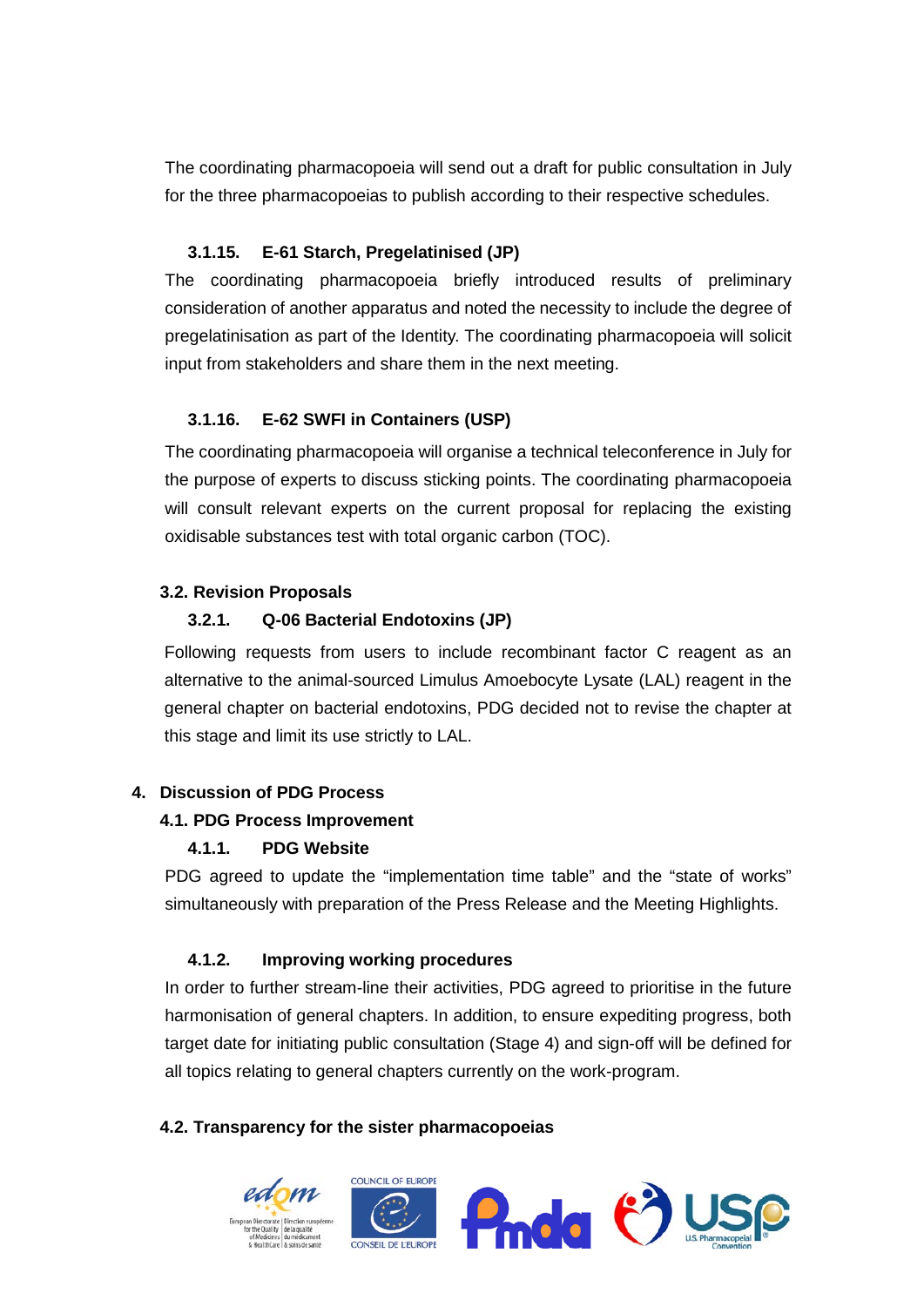The coordinating pharmacopoeia will send out a draft for public consultation in July for the three pharmacopoeias to publish according to their respective schedules.

#### 3.1.15. E-61 Starch, Pregelatinised (JP)

The coordinating pharmacopoeia briefly introduced results of preliminary consideration of another apparatus and noted the necessity to include the degree of pregelatinisation as part of the Identity. The coordinating pharmacopoeia will solicit input from stakeholders and share them in the next meeting.

#### 3.1.16. E-62 SWFI in Containers (USP)

The coordinating pharmacopoeia will organise a technical teleconference in July for the purpose of experts to discuss sticking points. The coordinating pharmacopoeia will consult relevant experts on the current proposal for replacing the existing oxidisable substances test with total organic carbon (TOC).

### 3.2. Revision Proposals

#### 3.2.1. Q-06 Bacterial Endotoxins (JP)

Following requests from users to include recombinant factor C reagent as an alternative to the animal-sourced Limulus Amoebocyte Lysate (LAL) reagent in the general chapter on bacterial endotoxins, PDG decided not to revise the chapter at this stage and limit its use strictly to LAL.

## 4. Discussion of PDG Process

### 4.1. PDG Process Improvement

#### 4.1.1. PDG Website

PDG agreed to update the “implementation time table” and the “state of works” simultaneously with preparation of the Press Release and the Meeting Highlights.

#### 4.1.2. Improving working procedures

In order to further stream-line their activities, PDG agreed to prioritise in the future harmonisation of general chapters. In addition, to ensure expediting progress, both target date for initiating public consultation (Stage 4) and sign-off will be defined for all topics relating to general chapters currently on the work-program.

### 4.2. Transparency for the sister pharmacopoeias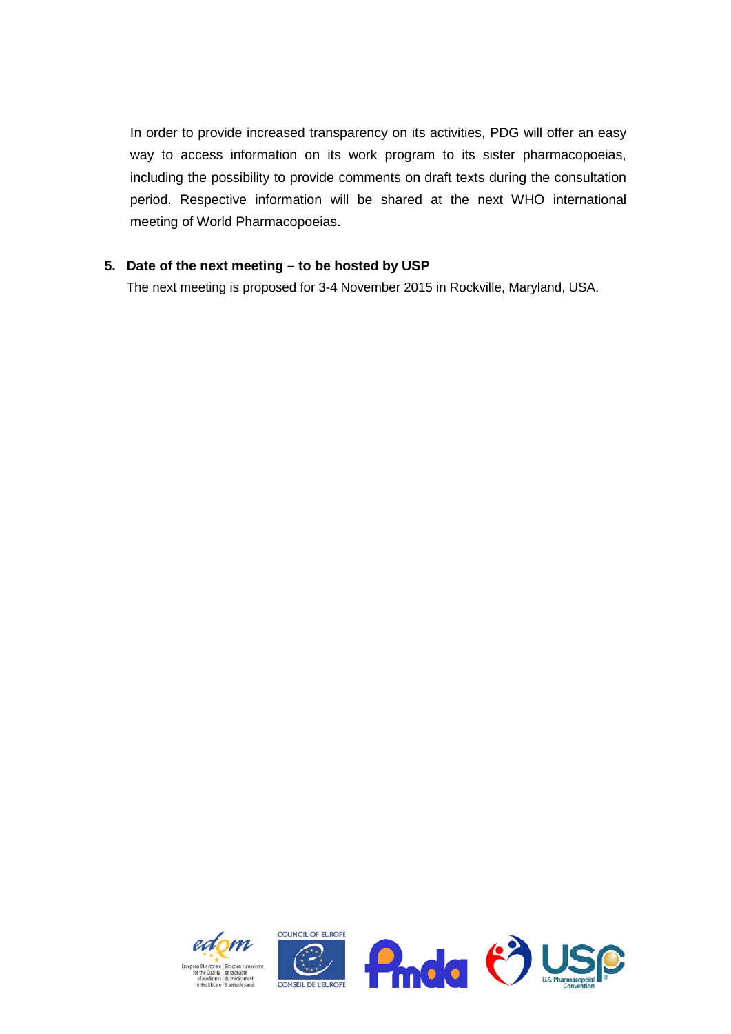In order to provide increased transparency on its activities, PDG will offer an easy way to access information on its work program to its sister pharmacopoeias, including the possibility to provide comments on draft texts during the consultation period. Respective information will be shared at the next WHO international meeting of World Pharmacopoeias.

## 5. Date of the next meeting – to be hosted by USP

The next meeting is proposed for 3-4 November 2015 in Rockville, Maryland, USA.